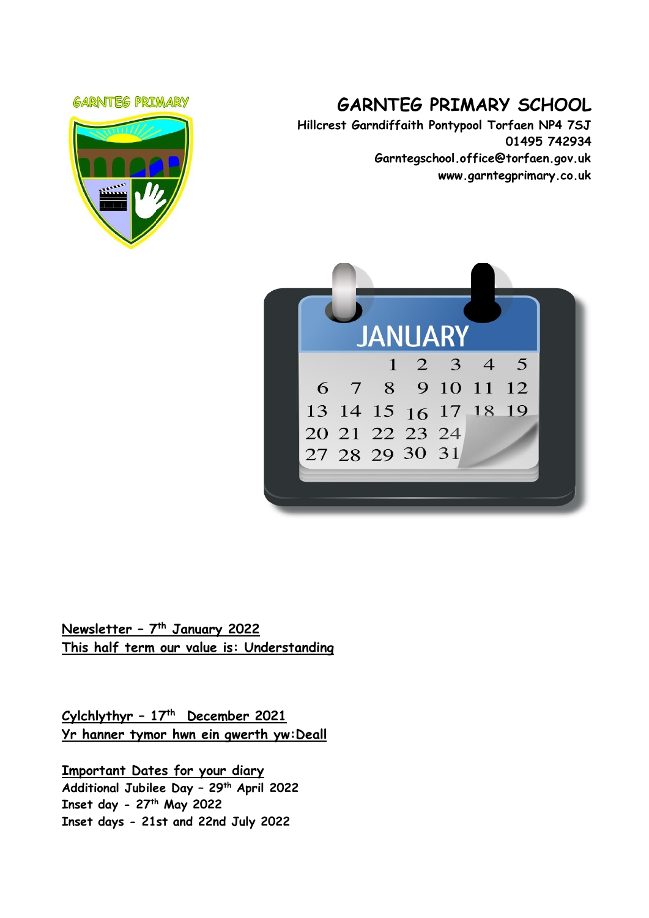# GARNTEG PRIMARY SCHOOL

Hillcrest Garndiffaith Pontypool Torfaen NP4 7SJ
01495 742934
Garntegschool.office@torfaen.gov.uk
www.garntegprimary.co.uk

**Newsletter – 7th January 2022**
**This half term our value is: Understanding**

**Cylchlythyr – 17th December 2021**
**Yr hanner tymor hwn ein gwerth yw:Deall**

**Important Dates for your diary**
Additional Jubilee Day – 29th April 2022
Inset day - 27th May 2022
Inset days - 21st and 22nd July 2022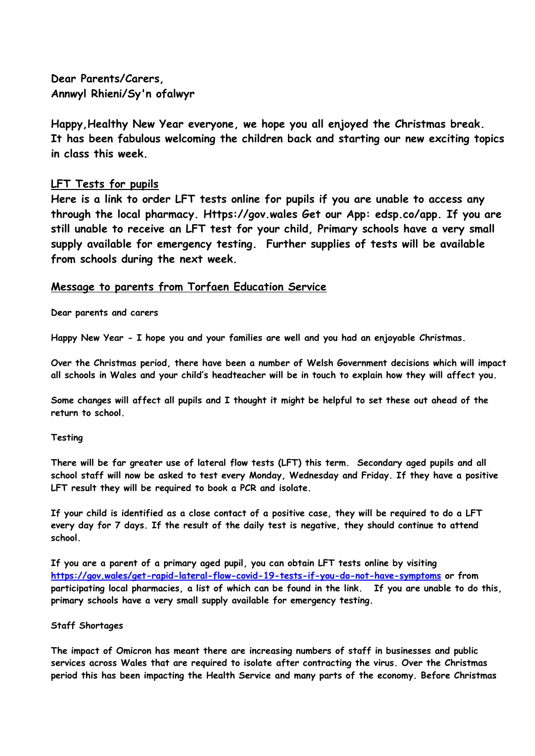**Dear Parents/Carers,**
**Annwyl Rhieni/Sy'n ofalwyr**

**Happy,Healthy New Year everyone, we hope you all enjoyed the Christmas break. It has been fabulous welcoming the children back and starting our new exciting topics in class this week.**

**LFT Tests for pupils**

**Here is a link to order LFT tests online for pupils if you are unable to access any through the local pharmacy. Https://gov.wales Get our App: edsp.co/app. If you are still unable to receive an LFT test for your child, Primary schools have a very small supply available for emergency testing. Further supplies of tests will be available from schools during the next week.**

**Message to parents from Torfaen Education Service**

Dear parents and carers

Happy New Year - I hope you and your families are well and you had an enjoyable Christmas.

Over the Christmas period, there have been a number of Welsh Government decisions which will impact all schools in Wales and your child's headteacher will be in touch to explain how they will affect you.

Some changes will affect all pupils and I thought it might be helpful to set these out ahead of the return to school.

Testing

There will be far greater use of lateral flow tests (LFT) this term. Secondary aged pupils and all school staff will now be asked to test every Monday, Wednesday and Friday. If they have a positive LFT result they will be required to book a PCR and isolate.

If your child is identified as a close contact of a positive case, they will be required to do a LFT every day for 7 days. If the result of the daily test is negative, they should continue to attend school.

If you are a parent of a primary aged pupil, you can obtain LFT tests online by visiting https://gov.wales/get-rapid-lateral-flow-covid-19-tests-if-you-do-not-have-symptoms or from participating local pharmacies, a list of which can be found in the link. If you are unable to do this, primary schools have a very small supply available for emergency testing.

Staff Shortages

The impact of Omicron has meant there are increasing numbers of staff in businesses and public services across Wales that are required to isolate after contracting the virus. Over the Christmas period this has been impacting the Health Service and many parts of the economy. Before Christmas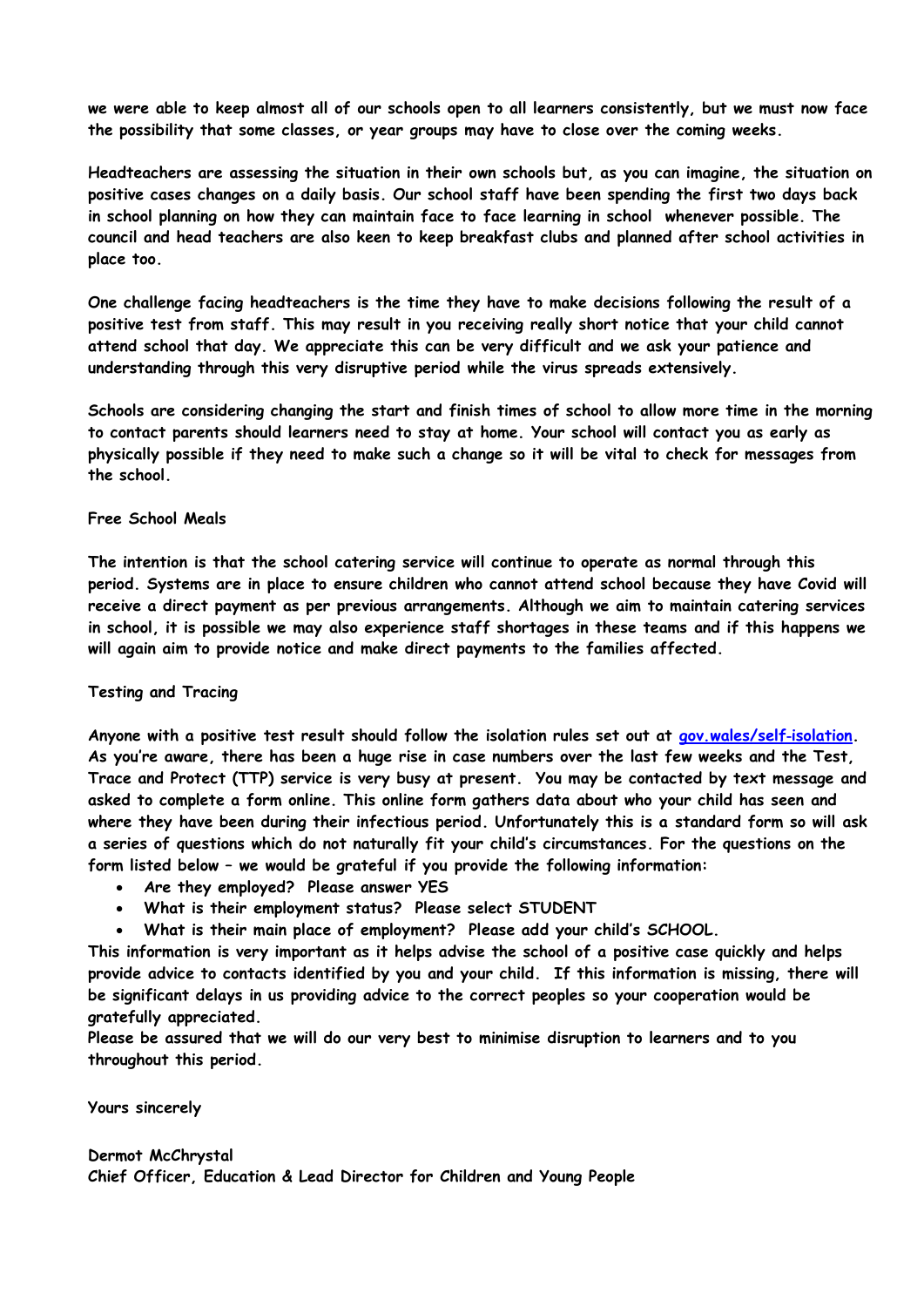**we were able to keep almost all of our schools open to all learners consistently, but we must now face the possibility that some classes, or year groups may have to close over the coming weeks.**

**Headteachers are assessing the situation in their own schools but, as you can imagine, the situation on positive cases changes on a daily basis. Our school staff have been spending the first two days back in school planning on how they can maintain face to face learning in school whenever possible. The council and head teachers are also keen to keep breakfast clubs and planned after school activities in place too.**

**One challenge facing headteachers is the time they have to make decisions following the result of a positive test from staff. This may result in you receiving really short notice that your child cannot attend school that day. We appreciate this can be very difficult and we ask your patience and understanding through this very disruptive period while the virus spreads extensively.**

**Schools are considering changing the start and finish times of school to allow more time in the morning to contact parents should learners need to stay at home. Your school will contact you as early as physically possible if they need to make such a change so it will be vital to check for messages from the school.**

**Free School Meals**

**The intention is that the school catering service will continue to operate as normal through this period. Systems are in place to ensure children who cannot attend school because they have Covid will receive a direct payment as per previous arrangements. Although we aim to maintain catering services in school, it is possible we may also experience staff shortages in these teams and if this happens we will again aim to provide notice and make direct payments to the families affected.**

**Testing and Tracing**

**Anyone with a positive test result should follow the isolation rules set out at [gov.wales/self-isolation](gov.wales/self-isolation). As you're aware, there has been a huge rise in case numbers over the last few weeks and the Test, Trace and Protect (TTP) service is very busy at present. You may be contacted by text message and asked to complete a form online. This online form gathers data about who your child has seen and where they have been during their infectious period. Unfortunately this is a standard form so will ask a series of questions which do not naturally fit your child's circumstances. For the questions on the form listed below – we would be grateful if you provide the following information:**

- **Are they employed? Please answer YES**
- **What is their employment status? Please select STUDENT**
- **What is their main place of employment? Please add your child's SCHOOL.**

**This information is very important as it helps advise the school of a positive case quickly and helps provide advice to contacts identified by you and your child. If this information is missing, there will be significant delays in us providing advice to the correct peoples so your cooperation would be gratefully appreciated.**

**Please be assured that we will do our very best to minimise disruption to learners and to you throughout this period.**

**Yours sincerely**

**Dermot McChrystal**
**Chief Officer, Education & Lead Director for Children and Young People**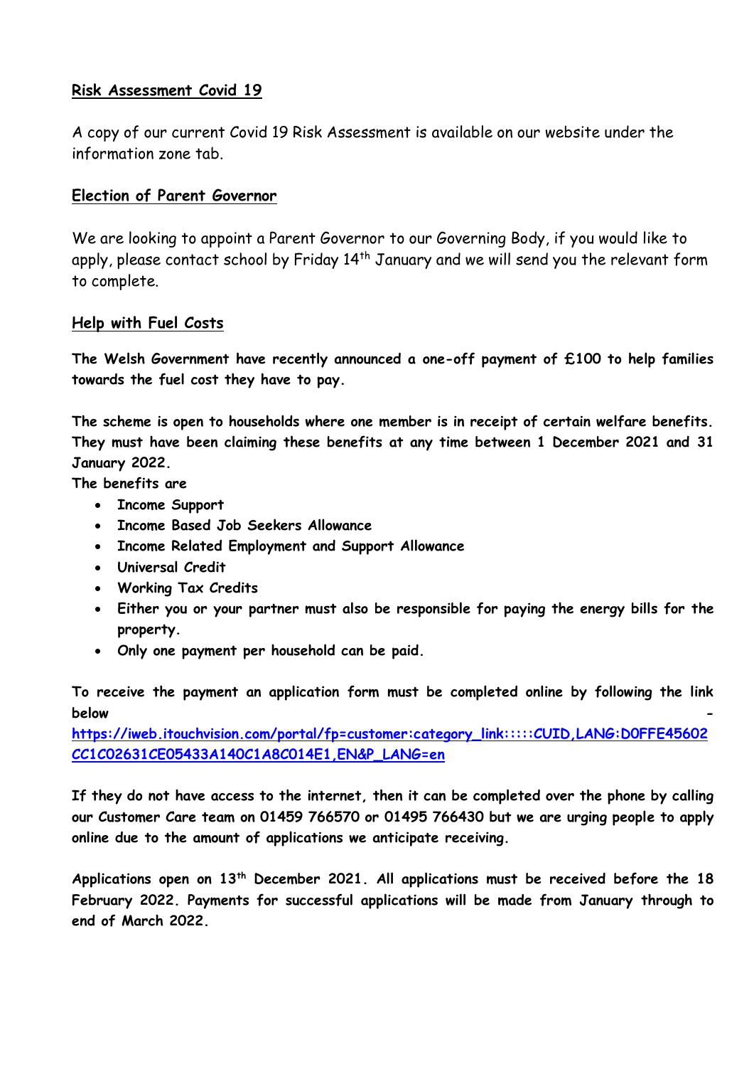## Risk Assessment Covid 19

A copy of our current Covid 19 Risk Assessment is available on our website under the information zone tab.

## Election of Parent Governor

We are looking to appoint a Parent Governor to our Governing Body, if you would like to apply, please contact school by Friday 14th January and we will send you the relevant form to complete.

## Help with Fuel Costs

**The Welsh Government have recently announced a one-off payment of £100 to help families towards the fuel cost they have to pay.**

**The scheme is open to households where one member is in receipt of certain welfare benefits. They must have been claiming these benefits at any time between 1 December 2021 and 31 January 2022.**

**The benefits are**

- **Income Support**
- **Income Based Job Seekers Allowance**
- **Income Related Employment and Support Allowance**
- **Universal Credit**
- **Working Tax Credits**
- **Either you or your partner must also be responsible for paying the energy bills for the property.**
- **Only one payment per household can be paid.**

**To receive the payment an application form must be completed online by following the link below -**
**https://iweb.itouchvision.com/portal/fp=customer:category_link:::::CUID,LANG:D0FFE45602CC1C02631CE05433A140C1A8C014E1,EN&P_LANG=en**

**If they do not have access to the internet, then it can be completed over the phone by calling our Customer Care team on 01459 766570 or 01495 766430 but we are urging people to apply online due to the amount of applications we anticipate receiving.**

**Applications open on 13th December 2021. All applications must be received before the 18 February 2022. Payments for successful applications will be made from January through to end of March 2022.**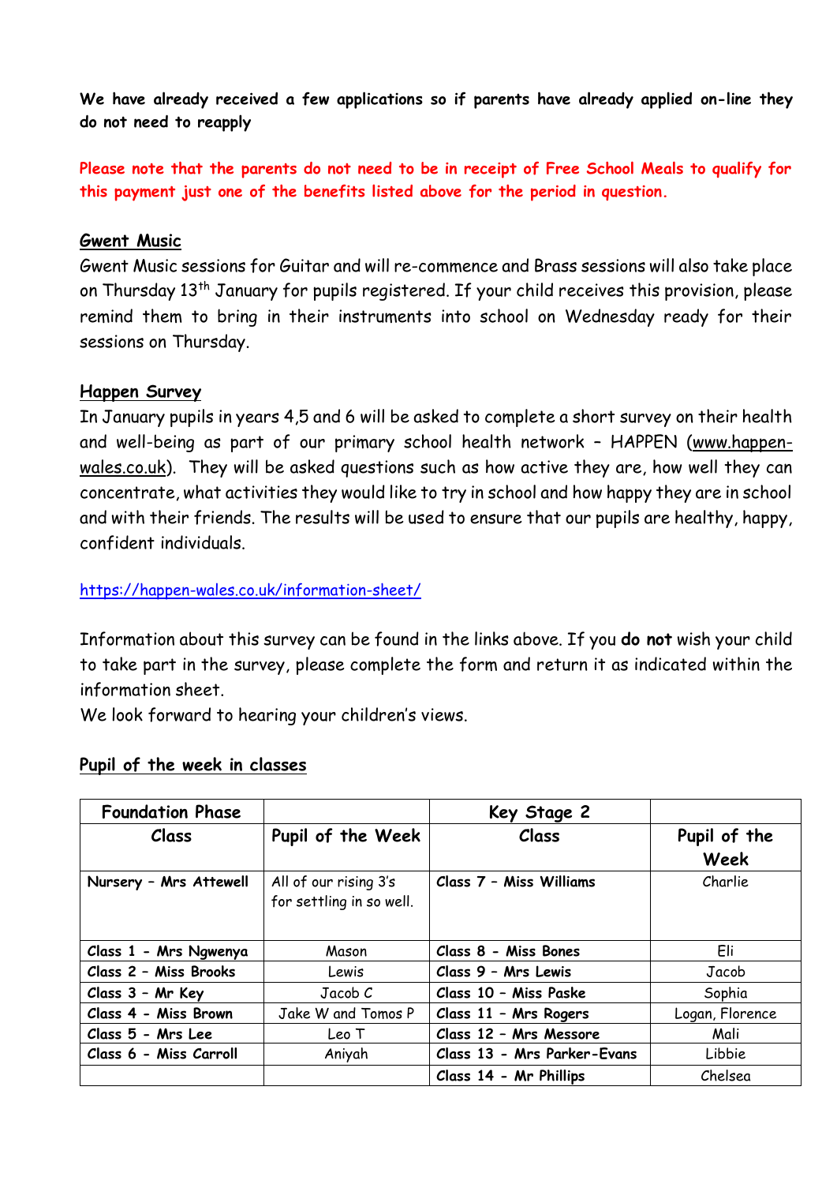**We have already received a few applications so if parents have already applied on-line they do not need to reapply**

**Please note that the parents do not need to be in receipt of Free School Meals to qualify for this payment just one of the benefits listed above for the period in question.**

## Gwent Music

Gwent Music sessions for Guitar and will re-commence and Brass sessions will also take place on Thursday 13th January for pupils registered. If your child receives this provision, please remind them to bring in their instruments into school on Wednesday ready for their sessions on Thursday.

## Happen Survey

In January pupils in years 4,5 and 6 will be asked to complete a short survey on their health and well-being as part of our primary school health network – HAPPEN (www.happen-wales.co.uk). They will be asked questions such as how active they are, how well they can concentrate, what activities they would like to try in school and how happy they are in school and with their friends. The results will be used to ensure that our pupils are healthy, happy, confident individuals.

https://happen-wales.co.uk/information-sheet/

Information about this survey can be found in the links above. If you **do not** wish your child to take part in the survey, please complete the form and return it as indicated within the information sheet.

We look forward to hearing your children's views.

## Pupil of the week in classes

| Foundation Phase | | Key Stage 2 | |
|---|---|---|---|
| **Class** | **Pupil of the Week** | **Class** | **Pupil of the Week** |
| **Nursery – Mrs Attewell** | All of our rising 3's for settling in so well. | **Class 7 – Miss Williams** | Charlie |
| **Class 1 - Mrs Ngwenya** | Mason | **Class 8 - Miss Bones** | Eli |
| **Class 2 – Miss Brooks** | Lewis | **Class 9 – Mrs Lewis** | Jacob |
| **Class 3 – Mr Key** | Jacob C | **Class 10 – Miss Paske** | Sophia |
| **Class 4 - Miss Brown** | Jake W and Tomos P | **Class 11 – Mrs Rogers** | Logan, Florence |
| **Class 5 - Mrs Lee** | Leo T | **Class 12 – Mrs Messore** | Mali |
| **Class 6 - Miss Carroll** | Aniyah | **Class 13 - Mrs Parker-Evans** | Libbie |
| | | **Class 14 - Mr Phillips** | Chelsea |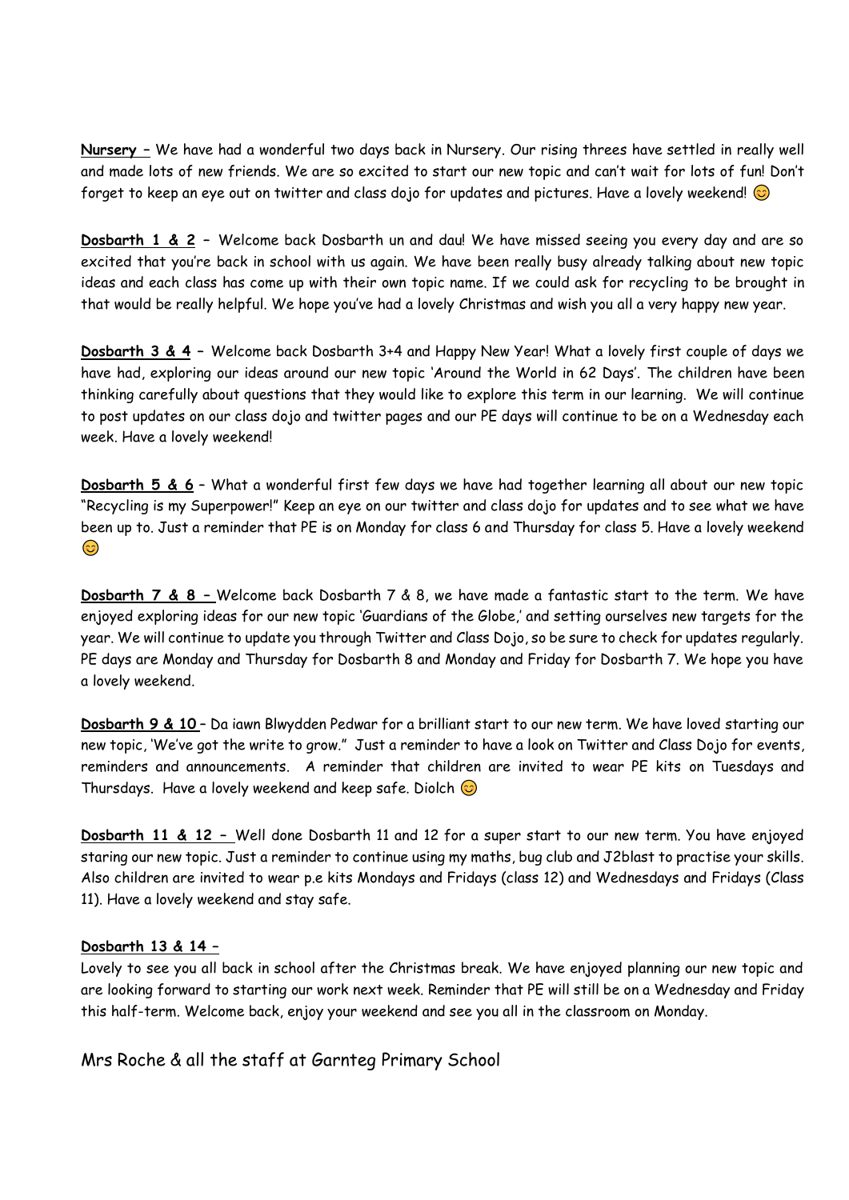**Nursery –** We have had a wonderful two days back in Nursery. Our rising threes have settled in really well and made lots of new friends. We are so excited to start our new topic and can't wait for lots of fun! Don't forget to keep an eye out on twitter and class dojo for updates and pictures. Have a lovely weekend! 😊

**Dosbarth 1 & 2** – Welcome back Dosbarth un and dau! We have missed seeing you every day and are so excited that you're back in school with us again. We have been really busy already talking about new topic ideas and each class has come up with their own topic name. If we could ask for recycling to be brought in that would be really helpful. We hope you've had a lovely Christmas and wish you all a very happy new year.

**Dosbarth 3 & 4** – Welcome back Dosbarth 3+4 and Happy New Year! What a lovely first couple of days we have had, exploring our ideas around our new topic 'Around the World in 62 Days'. The children have been thinking carefully about questions that they would like to explore this term in our learning. We will continue to post updates on our class dojo and twitter pages and our PE days will continue to be on a Wednesday each week. Have a lovely weekend!

**Dosbarth 5 & 6** – What a wonderful first few days we have had together learning all about our new topic "Recycling is my Superpower!" Keep an eye on our twitter and class dojo for updates and to see what we have been up to. Just a reminder that PE is on Monday for class 6 and Thursday for class 5. Have a lovely weekend 😊

**Dosbarth 7 & 8 –** Welcome back Dosbarth 7 & 8, we have made a fantastic start to the term. We have enjoyed exploring ideas for our new topic 'Guardians of the Globe,' and setting ourselves new targets for the year. We will continue to update you through Twitter and Class Dojo, so be sure to check for updates regularly. PE days are Monday and Thursday for Dosbarth 8 and Monday and Friday for Dosbarth 7. We hope you have a lovely weekend.

**Dosbarth 9 & 10** – Da iawn Blwydden Pedwar for a brilliant start to our new term. We have loved starting our new topic, 'We've got the write to grow." Just a reminder to have a look on Twitter and Class Dojo for events, reminders and announcements. A reminder that children are invited to wear PE kits on Tuesdays and Thursdays. Have a lovely weekend and keep safe. Diolch 😊

**Dosbarth 11 & 12 –** Well done Dosbarth 11 and 12 for a super start to our new term. You have enjoyed staring our new topic. Just a reminder to continue using my maths, bug club and J2blast to practise your skills. Also children are invited to wear p.e kits Mondays and Fridays (class 12) and Wednesdays and Fridays (Class 11). Have a lovely weekend and stay safe.

**Dosbarth 13 & 14 –**

Lovely to see you all back in school after the Christmas break. We have enjoyed planning our new topic and are looking forward to starting our work next week. Reminder that PE will still be on a Wednesday and Friday this half-term. Welcome back, enjoy your weekend and see you all in the classroom on Monday.

Mrs Roche & all the staff at Garnteg Primary School